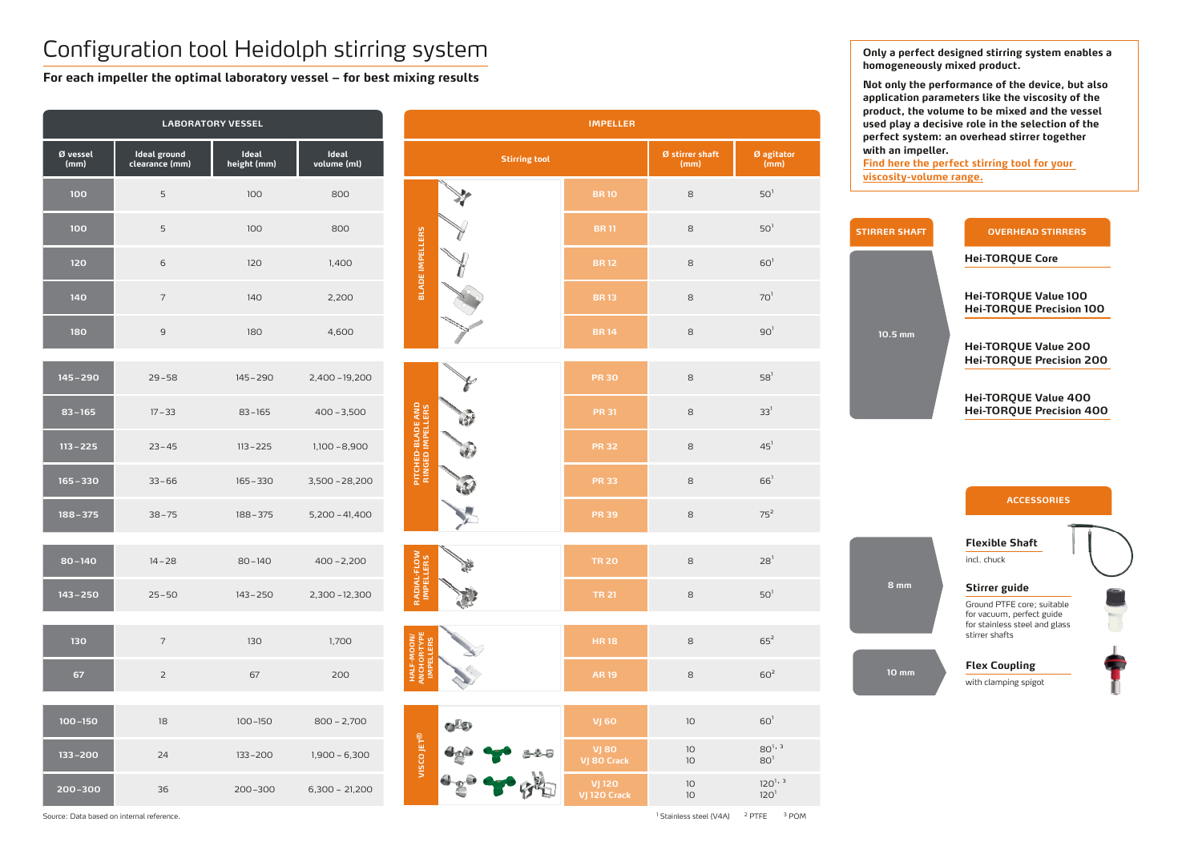# Configuration tool Heidolph stirring system

**For each impeller the optimal laboratory vessel – for best mixing results**

| LABORATORY VESSEL | | | | IMPELLER | | | |
|---|---|---|---|---|---|---|---|
| Ø vessel (mm) | Ideal ground clearance (mm) | Ideal height (mm) | Ideal volume (ml) | Stirring tool | | Ø stirrer shaft (mm) | Ø agitator (mm) |
| 100 | 5 | 100 | 800 | BLADE IMPELLERS | BR 10 | 8 | 50[1] |
| 100 | 5 | 100 | 800 | | BR 11 | 8 | 50[1] |
| 120 | 6 | 120 | 1,400 | | BR 12 | 8 | 60[1] |
| 140 | 7 | 140 | 2,200 | | BR 13 | 8 | 70[1] |
| 180 | 9 | 180 | 4,600 | | BR 14 | 8 | 90[1] |
| 145 – 290 | 29 – 58 | 145 – 290 | 2,400 – 19,200 | PITCHED-BLADE AND RINGED IMPELLERS | PR 30 | 8 | 58[1] |
| 83 – 165 | 17 – 33 | 83 – 165 | 400 – 3,500 | | PR 31 | 8 | 33[1] |
| 113 – 225 | 23 – 45 | 113 – 225 | 1,100 – 8,900 | | PR 32 | 8 | 45[1] |
| 165 – 330 | 33 – 66 | 165 – 330 | 3,500 – 28,200 | | PR 33 | 8 | 66[1] |
| 188 – 375 | 38 – 75 | 188 – 375 | 5,200 – 41,400 | | PR 39 | 8 | 75[2] |
| 80 – 140 | 14 – 28 | 80 – 140 | 400 – 2,200 | RADIAL-FLOW IMPELLERS | TR 20 | 8 | 28[1] |
| 143 – 250 | 25 – 50 | 143 – 250 | 2,300 – 12,300 | | TR 21 | 8 | 50[1] |
| 130 | 7 | 130 | 1,700 | HALF-MOON/ ANCHOR-TYPE IMPELLERS | HR 18 | 8 | 65[2] |
| 67 | 2 | 67 | 200 | | AR 19 | 8 | 60[2] |
| 100 – 150 | 18 | 100 – 150 | 800 – 2,700 | VISCO JET® | VJ 60 | 10 | 60[1] |
| 133 – 200 | 24 | 133 – 200 | 1,900 – 6,300 | | VJ 80 / VJ 80 Crack | 10 / 10 | 80[1, 3] / 80[1] |
| 200 – 300 | 36 | 200 – 300 | 6,300 – 21,200 | | VJ 120 / VJ 120 Crack | 10 / 10 | 120[1, 3] / 120[1] |

Source: Data based on internal reference.

[1] Stainless steel (V4A) [2] PTFE [3] POM

**Only a perfect designed stirring system enables a homogeneously mixed product.**

**Not only the performance of the device, but also application parameters like the viscosity of the product, the volume to be mixed and the vessel used play a decisive role in the selection of the perfect system: an overhead stirrer together with an impeller.**

**Find here the perfect stirring tool for your viscosity-volume range.**

| STIRRER SHAFT | OVERHEAD STIRRERS |
|---|---|
| 10.5 mm | Hei-TORQUE Core |
| | Hei-TORQUE Value 100 / Hei-TORQUE Precision 100 |
| | Hei-TORQUE Value 200 / Hei-TORQUE Precision 200 |
| | Hei-TORQUE Value 400 / Hei-TORQUE Precision 400 |

**ACCESSORIES**

8 mm

**Flexible Shaft**
incl. chuck

**Stirrer guide**
Ground PTFE core; suitable for vacuum, perfect guide for stainless steel and glass stirrer shafts

10 mm

**Flex Coupling**
with clamping spigot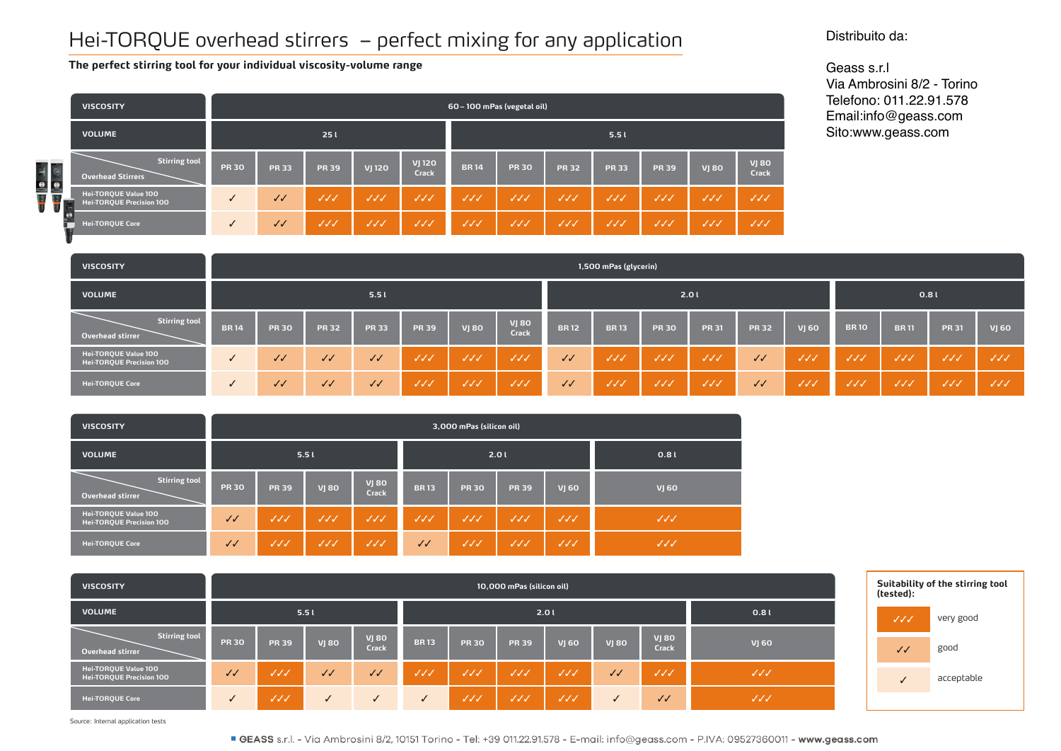# Hei-TORQUE overhead stirrers – perfect mixing for any application

**The perfect stirring tool for your individual viscosity-volume range**

Distribuito da:

Geass s.r.l
Via Ambrosini 8/2 - Torino
Telefono: 011.22.91.578
Email:info@geass.com
Sito:www.geass.com

| VISCOSITY | 60 – 100 mPas (vegetal oil) | | | | | | | | | | | |
|---|---|---|---|---|---|---|---|---|---|---|---|---|
| VOLUME | 25 l | | | | | 5.5 l | | | | | | |
| Stirring tool / Overhead Stirrers | PR 30 | PR 33 | PR 39 | VJ 120 | VJ 120 Crack | BR 14 | PR 30 | PR 32 | PR 33 | PR 39 | VJ 80 | VJ 80 Crack |
| Hei-TORQUE Value 100 Hei-TORQUE Precision 100 | ✓ | ✓✓ | ✓✓✓ | ✓✓✓ | ✓✓✓ | ✓✓✓ | ✓✓✓ | ✓✓✓ | ✓✓✓ | ✓✓✓ | ✓✓✓ | ✓✓✓ |
| Hei-TORQUE Core | ✓ | ✓✓ | ✓✓✓ | ✓✓✓ | ✓✓✓ | ✓✓✓ | ✓✓✓ | ✓✓✓ | ✓✓✓ | ✓✓✓ | ✓✓✓ | ✓✓✓ |

| VISCOSITY | 1,500 mPas (glycerin) | | | | | | | | | | | | | | | | |
|---|---|---|---|---|---|---|---|---|---|---|---|---|---|---|---|---|---|
| VOLUME | 5.5 l | | | | | | | 2.0 l | | | | | | 0.8 l | | | |
| Stirring tool / Overhead stirrer | BR 14 | PR 30 | PR 32 | PR 33 | PR 39 | VJ 80 | VJ 80 Crack | BR 12 | BR 13 | PR 30 | PR 31 | PR 32 | VJ 60 | BR 10 | BR 11 | PR 31 | VJ 60 |
| Hei-TORQUE Value 100 Hei-TORQUE Precision 100 | ✓ | ✓✓ | ✓✓ | ✓✓ | ✓✓✓ | ✓✓✓ | ✓✓✓ | ✓✓ | ✓✓✓ | ✓✓✓ | ✓✓✓ | ✓✓ | ✓✓✓ | ✓✓✓ | ✓✓✓ | ✓✓✓ | ✓✓✓ |
| Hei-TORQUE Core | ✓ | ✓✓ | ✓✓ | ✓✓ | ✓✓✓ | ✓✓✓ | ✓✓✓ | ✓✓ | ✓✓✓ | ✓✓✓ | ✓✓✓ | ✓✓ | ✓✓✓ | ✓✓✓ | ✓✓✓ | ✓✓✓ | ✓✓✓ |

| VISCOSITY | 3,000 mPas (silicon oil) | | | | | | | | |
|---|---|---|---|---|---|---|---|---|---|
| VOLUME | 5.5 l | | | | 2.0 l | | | | 0.8 l |
| Stirring tool / Overhead stirrer | PR 30 | PR 39 | VJ 80 | VJ 80 Crack | BR 13 | PR 30 | PR 39 | VJ 60 | VJ 60 |
| Hei-TORQUE Value 100 Hei-TORQUE Precision 100 | ✓✓ | ✓✓✓ | ✓✓✓ | ✓✓✓ | ✓✓✓ | ✓✓✓ | ✓✓✓ | ✓✓✓ | ✓✓✓ |
| Hei-TORQUE Core | ✓✓ | ✓✓✓ | ✓✓✓ | ✓✓✓ | ✓✓ | ✓✓✓ | ✓✓✓ | ✓✓✓ | ✓✓✓ |

| VISCOSITY | 10,000 mPas (silicon oil) | | | | | | | | | | |
|---|---|---|---|---|---|---|---|---|---|---|---|
| VOLUME | 5.5 l | | | | 2.0 l | | | | | | 0.8 l |
| Stirring tool / Overhead stirrer | PR 30 | PR 39 | VJ 80 | VJ 80 Crack | BR 13 | PR 30 | PR 39 | VJ 60 | VJ 80 | VJ 80 Crack | VJ 60 |
| Hei-TORQUE Value 100 Hei-TORQUE Precision 100 | ✓✓ | ✓✓✓ | ✓✓ | ✓✓ | ✓✓✓ | ✓✓✓ | ✓✓✓ | ✓✓✓ | ✓✓ | ✓✓✓ | ✓✓✓ |
| Hei-TORQUE Core | ✓ | ✓✓✓ | ✓ | ✓ | ✓ | ✓✓✓ | ✓✓✓ | ✓✓✓ | ✓ | ✓✓ | ✓✓✓ |

**Suitability of the stirring tool (tested):**

| | |
|---|---|
| ✓✓✓ | very good |
| ✓✓ | good |
| ✓ | acceptable |

Source: Internal application tests

**GEASS** s.r.l. - Via Ambrosini 8/2, 10151 Torino - Tel: +39 011.22.91.578 - E-mail: info@geass.com - P.IVA: 09527360011 - **www.geass.com**